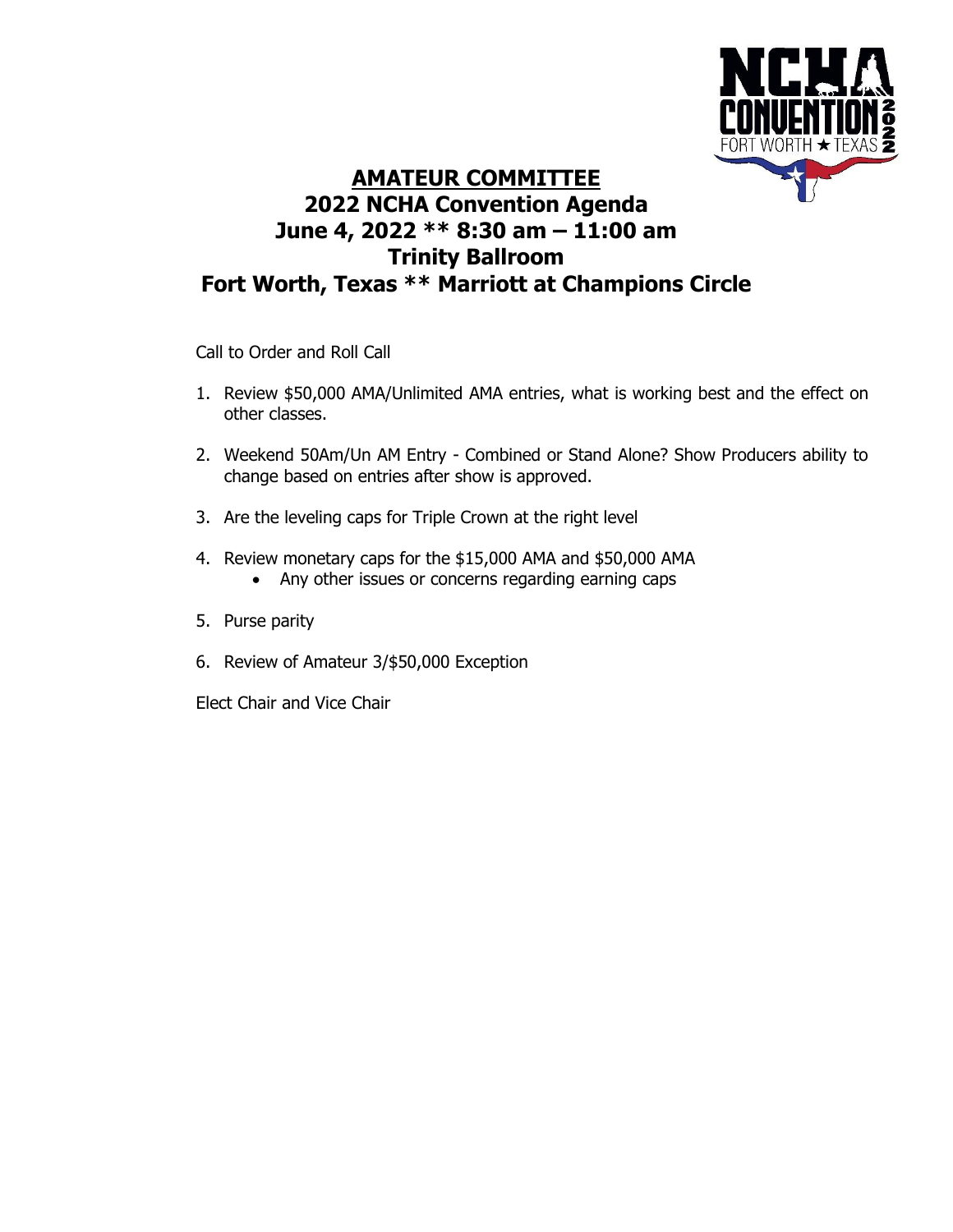# AMATEUR COMMITTEE

## 2022 NCHA Convention Agenda

## June 4, 2022 ** 8:30 am – 11:00 am

## Trinity Ballroom

## Fort Worth, Texas ** Marriott at Champions Circle

Call to Order and Roll Call

1. Review $50,000 AMA/Unlimited AMA entries, what is working best and the effect on other classes.
2. Weekend 50Am/Un AM Entry - Combined or Stand Alone? Show Producers ability to change based on entries after show is approved.
3. Are the leveling caps for Triple Crown at the right level
4. Review monetary caps for the $15,000 AMA and $50,000 AMA
   - Any other issues or concerns regarding earning caps
5. Purse parity
6. Review of Amateur 3/$50,000 Exception

Elect Chair and Vice Chair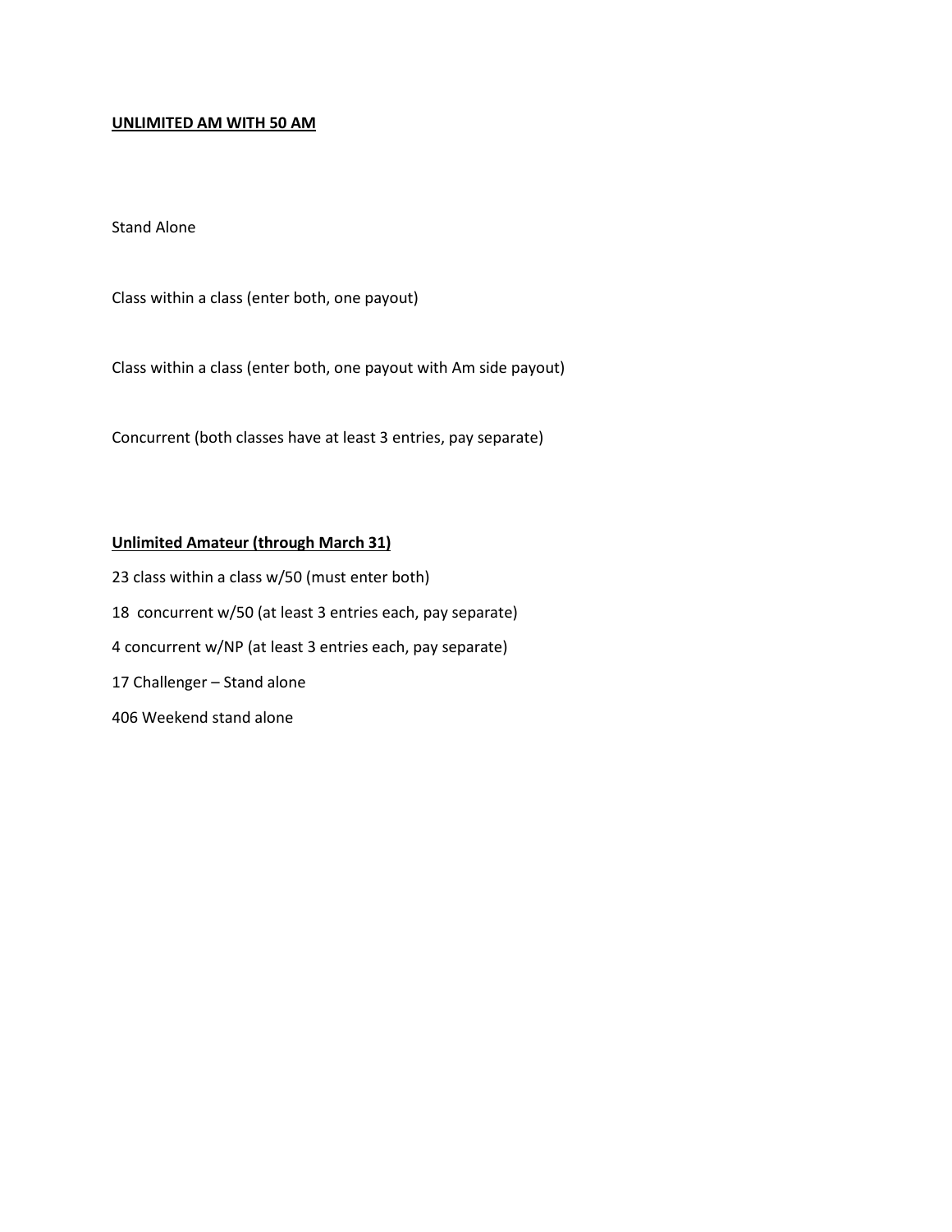**UNLIMITED AM WITH 50 AM**

Stand Alone

Class within a class (enter both, one payout)

Class within a class (enter both, one payout with Am side payout)

Concurrent (both classes have at least 3 entries, pay separate)

**Unlimited Amateur (through March 31)**

23 class within a class w/50 (must enter both)

18 concurrent w/50 (at least 3 entries each, pay separate)

4 concurrent w/NP (at least 3 entries each, pay separate)

17 Challenger – Stand alone

406 Weekend stand alone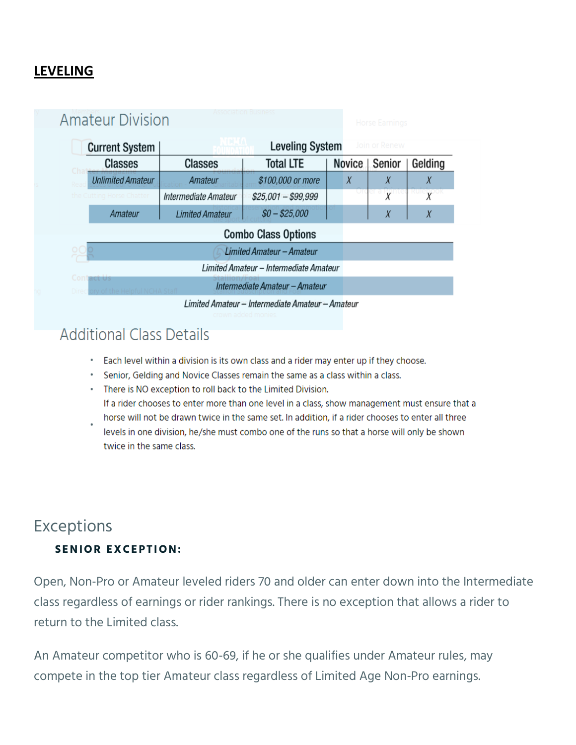## LEVELING

### Amateur Division

| Current System | Leveling System | | | | |
|---|---|---|---|---|---|
| Classes | Classes | Total LTE | Novice | Senior | Gelding |
| Unlimited Amateur | Amateur | $100,000 or more | X | X | X |
| | Intermediate Amateur | $25,001 – $99,999 | | X | X |
| Amateur | Limited Amateur | $0 – $25,000 | | X | X |

**Combo Class Options**

- Limited Amateur – Amateur
- Limited Amateur – Intermediate Amateur
- Intermediate Amateur – Amateur
- Limited Amateur – Intermediate Amateur – Amateur

### Additional Class Details

- Each level within a division is its own class and a rider may enter up if they choose.
- Senior, Gelding and Novice Classes remain the same as a class within a class.
- There is NO exception to roll back to the Limited Division.
- If a rider chooses to enter more than one level in a class, show management must ensure that a horse will not be drawn twice in the same set. In addition, if a rider chooses to enter all three levels in one division, he/she must combo one of the runs so that a horse will only be shown twice in the same class.

## Exceptions

**SENIOR EXCEPTION:**

Open, Non-Pro or Amateur leveled riders 70 and older can enter down into the Intermediate class regardless of earnings or rider rankings. There is no exception that allows a rider to return to the Limited class.

An Amateur competitor who is 60-69, if he or she qualifies under Amateur rules, may compete in the top tier Amateur class regardless of Limited Age Non-Pro earnings.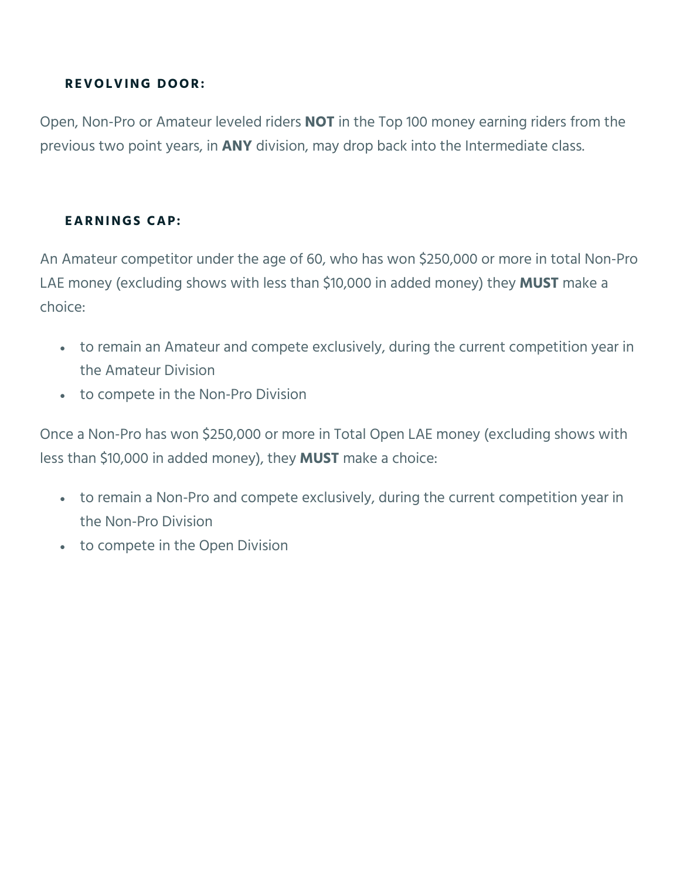### **REVOLVING DOOR:**

Open, Non-Pro or Amateur leveled riders **NOT** in the Top 100 money earning riders from the previous two point years, in **ANY** division, may drop back into the Intermediate class.

### **EARNINGS CAP:**

An Amateur competitor under the age of 60, who has won $250,000 or more in total Non-Pro LAE money (excluding shows with less than $10,000 in added money) they **MUST** make a choice:

- to remain an Amateur and compete exclusively, during the current competition year in the Amateur Division
- to compete in the Non-Pro Division

Once a Non-Pro has won $250,000 or more in Total Open LAE money (excluding shows with less than $10,000 in added money), they **MUST** make a choice:

- to remain a Non-Pro and compete exclusively, during the current competition year in the Non-Pro Division
- to compete in the Open Division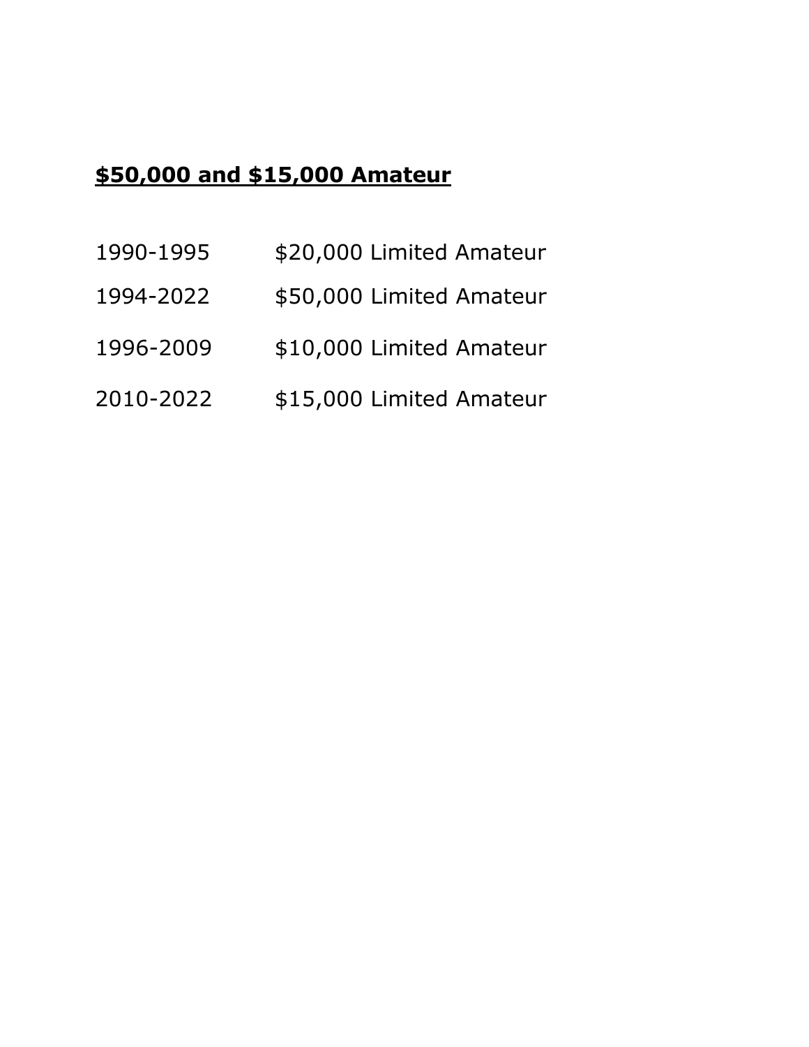## $50,000 and $15,000 Amateur

| | |
|---|---|
| 1990-1995 | $20,000 Limited Amateur |
| 1994-2022 | $50,000 Limited Amateur |
| 1996-2009 | $10,000 Limited Amateur |
| 2010-2022 | $15,000 Limited Amateur |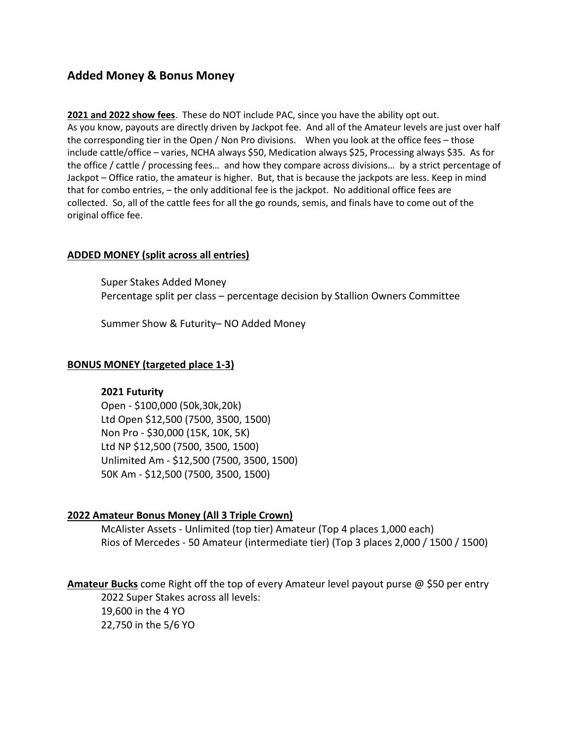## Added Money & Bonus Money

**2021 and 2022 show fees**. These do NOT include PAC, since you have the ability opt out. As you know, payouts are directly driven by Jackpot fee. And all of the Amateur levels are just over half the corresponding tier in the Open / Non Pro divisions. When you look at the office fees – those include cattle/office – varies, NCHA always $50, Medication always $25, Processing always $35. As for the office / cattle / processing fees… and how they compare across divisions… by a strict percentage of Jackpot – Office ratio, the amateur is higher. But, that is because the jackpots are less. Keep in mind that for combo entries, – the only additional fee is the jackpot. No additional office fees are collected. So, all of the cattle fees for all the go rounds, semis, and finals have to come out of the original office fee.

**ADDED MONEY (split across all entries)**

Super Stakes Added Money
Percentage split per class – percentage decision by Stallion Owners Committee

Summer Show & Futurity– NO Added Money

**BONUS MONEY (targeted place 1-3)**

**2021 Futurity**
Open - $100,000 (50k,30k,20k)
Ltd Open $12,500 (7500, 3500, 1500)
Non Pro - $30,000 (15K, 10K, 5K)
Ltd NP $12,500 (7500, 3500, 1500)
Unlimited Am - $12,500 (7500, 3500, 1500)
50K Am - $12,500 (7500, 3500, 1500)

**2022 Amateur Bonus Money (All 3 Triple Crown)**

McAlister Assets - Unlimited (top tier) Amateur (Top 4 places 1,000 each)
Rios of Mercedes - 50 Amateur (intermediate tier) (Top 3 places 2,000 / 1500 / 1500)

**Amateur Bucks** come Right off the top of every Amateur level payout purse @ $50 per entry
2022 Super Stakes across all levels:
19,600 in the 4 YO
22,750 in the 5/6 YO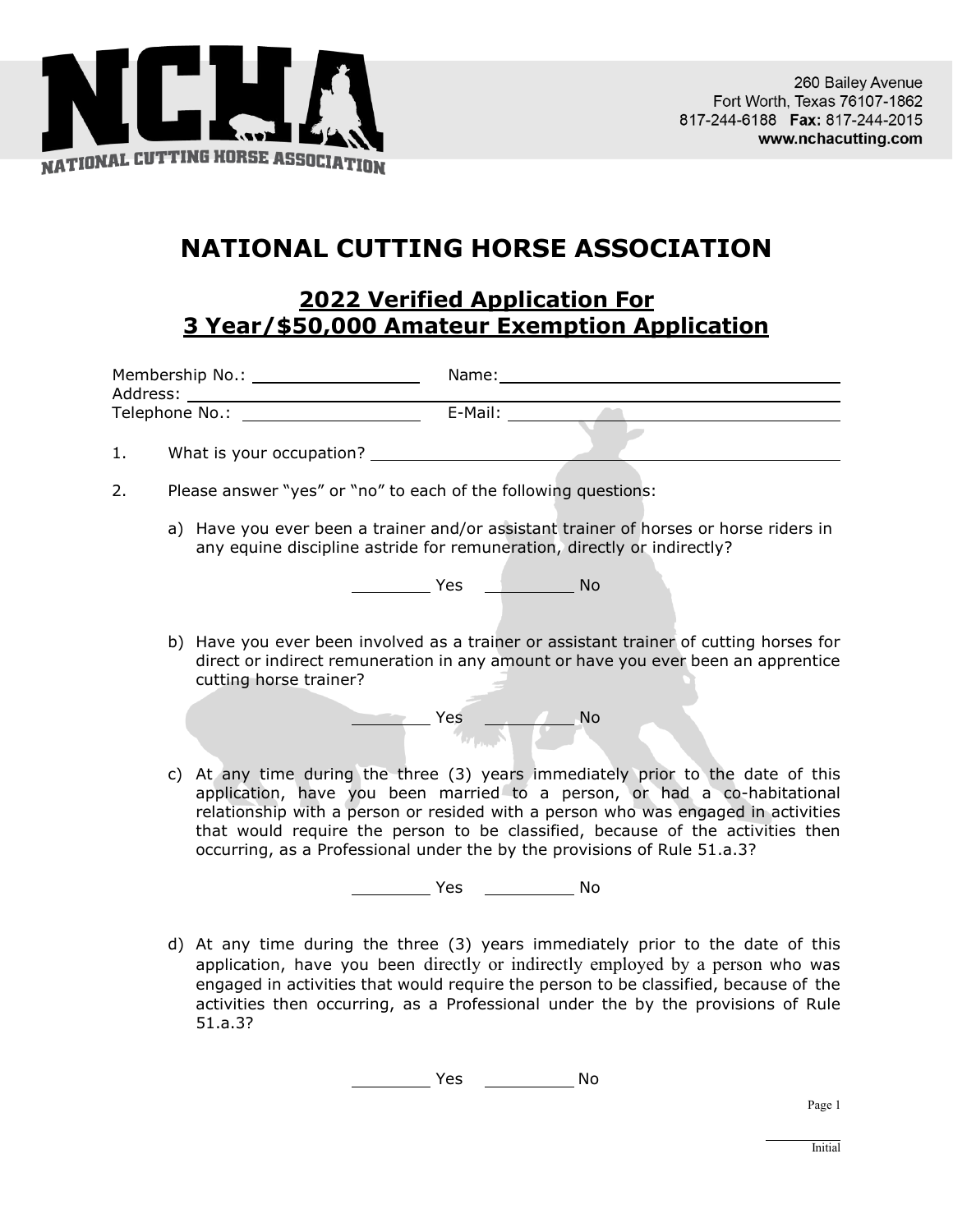NATIONAL CUTTING HORSE ASSOCIATION

260 Bailey Avenue
Fort Worth, Texas 76107-1862
817-244-6188 **Fax:** 817-244-2015
**www.nchacutting.com**

# NATIONAL CUTTING HORSE ASSOCIATION

## 2022 Verified Application For 3 Year/$50,000 Amateur Exemption Application

Membership No.: ________________ Name: ________________________________
Address: ________________________________________________________________
Telephone No.: ________________ E-Mail: ________________________________

1. What is your occupation? ________________________________________________

2. Please answer "yes" or "no" to each of the following questions:

   a) Have you ever been a trainer and/or assistant trainer of horses or horse riders in any equine discipline astride for remuneration, directly or indirectly?

      ________ Yes ________ No

   b) Have you ever been involved as a trainer or assistant trainer of cutting horses for direct or indirect remuneration in any amount or have you ever been an apprentice cutting horse trainer?

      ________ Yes ________ No

   c) At any time during the three (3) years immediately prior to the date of this application, have you been married to a person, or had a co-habitational relationship with a person or resided with a person who was engaged in activities that would require the person to be classified, because of the activities then occurring, as a Professional under the by the provisions of Rule 51.a.3?

      ________ Yes ________ No

   d) At any time during the three (3) years immediately prior to the date of this application, have you been directly or indirectly employed by a person who was engaged in activities that would require the person to be classified, because of the activities then occurring, as a Professional under the by the provisions of Rule 51.a.3?

      ________ Yes ________ No

________
Initial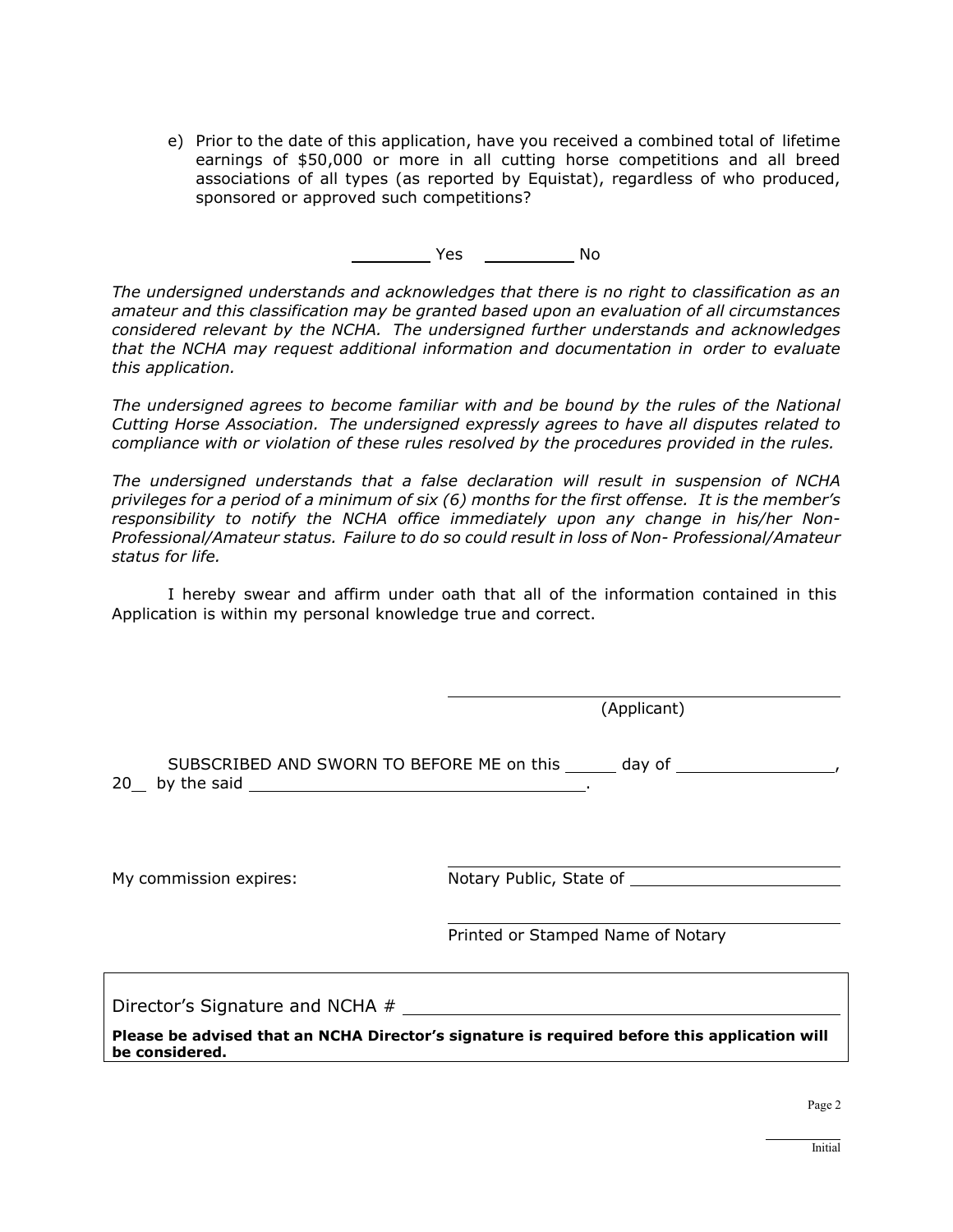e) Prior to the date of this application, have you received a combined total of lifetime earnings of $50,000 or more in all cutting horse competitions and all breed associations of all types (as reported by Equistat), regardless of who produced, sponsored or approved such competitions?

\_\_\_\_\_\_\_\_ Yes \_\_\_\_\_\_\_\_\_ No

*The undersigned understands and acknowledges that there is no right to classification as an amateur and this classification may be granted based upon an evaluation of all circumstances considered relevant by the NCHA. The undersigned further understands and acknowledges that the NCHA may request additional information and documentation in order to evaluate this application.*

*The undersigned agrees to become familiar with and be bound by the rules of the National Cutting Horse Association. The undersigned expressly agrees to have all disputes related to compliance with or violation of these rules resolved by the procedures provided in the rules.*

*The undersigned understands that a false declaration will result in suspension of NCHA privileges for a period of a minimum of six (6) months for the first offense. It is the member's responsibility to notify the NCHA office immediately upon any change in his/her Non-Professional/Amateur status. Failure to do so could result in loss of Non- Professional/Amateur status for life.*

I hereby swear and affirm under oath that all of the information contained in this Application is within my personal knowledge true and correct.

\_\_\_\_\_\_\_\_\_\_\_\_\_\_\_\_\_\_\_\_\_\_\_\_\_\_\_\_\_\_\_\_\_\_\_\_\_\_\_\_
(Applicant)

SUBSCRIBED AND SWORN TO BEFORE ME on this \_\_\_\_\_ day of \_\_\_\_\_\_\_\_\_\_\_\_\_\_\_\_, 20\_\_ by the said \_\_\_\_\_\_\_\_\_\_\_\_\_\_\_\_\_\_\_\_\_\_\_\_\_\_\_\_\_\_\_\_\_\_.

My commission expires:

\_\_\_\_\_\_\_\_\_\_\_\_\_\_\_\_\_\_\_\_\_\_\_\_\_\_\_\_\_\_\_\_\_\_\_\_\_\_\_\_
Notary Public, State of \_\_\_\_\_\_\_\_\_\_\_\_\_\_\_\_\_\_\_\_\_\_

\_\_\_\_\_\_\_\_\_\_\_\_\_\_\_\_\_\_\_\_\_\_\_\_\_\_\_\_\_\_\_\_\_\_\_\_\_\_\_\_
Printed or Stamped Name of Notary

Director's Signature and NCHA # \_\_\_\_\_\_\_\_\_\_\_\_\_\_\_\_\_\_\_\_\_\_\_\_\_\_\_\_\_\_\_\_\_\_\_\_\_\_\_\_

**Please be advised that an NCHA Director's signature is required before this application will be considered.**

\_\_\_\_\_\_\_\_
Initial